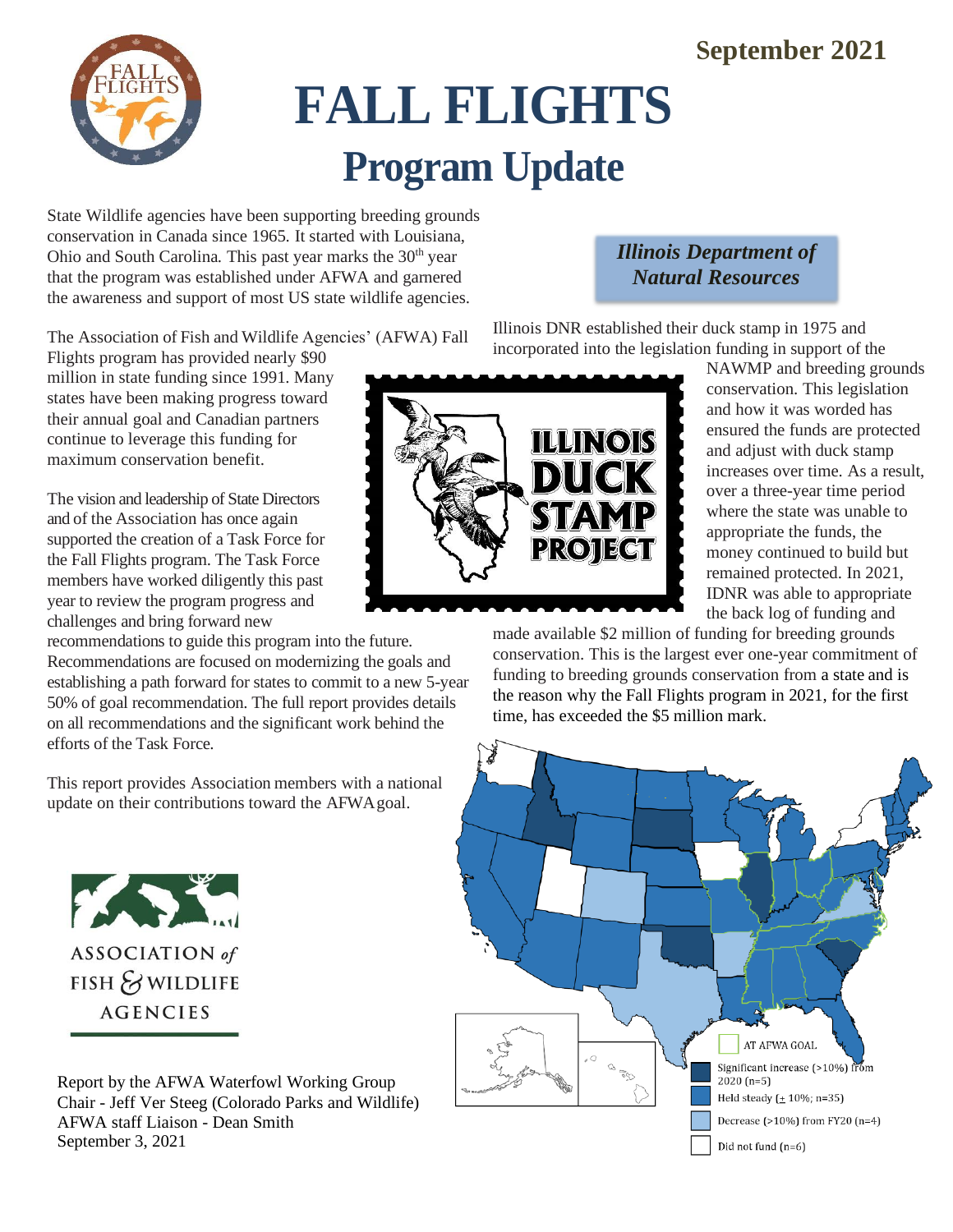September 2021

# FALL FLIGHTS
## Program Update

State Wildlife agencies have been supporting breeding grounds conservation in Canada since 1965. It started with Louisiana, Ohio and South Carolina. This past year marks the 30th year that the program was established under AFWA and garnered the awareness and support of most US state wildlife agencies.

The Association of Fish and Wildlife Agencies' (AFWA) Fall Flights program has provided nearly $90 million in state funding since 1991. Many states have been making progress toward their annual goal and Canadian partners continue to leverage this funding for maximum conservation benefit.

The vision and leadership of State Directors and of the Association has once again supported the creation of a Task Force for the Fall Flights program. The Task Force members have worked diligently this past year to review the program progress and challenges and bring forward new recommendations to guide this program into the future. Recommendations are focused on modernizing the goals and establishing a path forward for states to commit to a new 5-year 50% of goal recommendation. The full report provides details on all recommendations and the significant work behind the efforts of the Task Force.

This report provides Association members with a national update on their contributions toward the AFWA goal.

ASSOCIATION *of* FISH & WILDLIFE AGENCIES

Report by the AFWA Waterfowl Working Group
Chair - Jeff Ver Steeg (Colorado Parks and Wildlife)
AFWA staff Liaison - Dean Smith
September 3, 2021

### *Illinois Department of Natural Resources*

ILLINOIS DUCK STAMP PROJECT

Illinois DNR established their duck stamp in 1975 and incorporated into the legislation funding in support of the NAWMP and breeding grounds conservation. This legislation and how it was worded has ensured the funds are protected and adjust with duck stamp increases over time. As a result, over a three-year time period where the state was unable to appropriate the funds, the money continued to build but remained protected. In 2021, IDNR was able to appropriate the back log of funding and made available $2 million of funding for breeding grounds conservation. This is the largest ever one-year commitment of funding to breeding grounds conservation from a state and is the reason why the Fall Flights program in 2021, for the first time, has exceeded the $5 million mark.

- AT AFWA GOAL
- Significant increase (>10%) from 2020 (n=5)
- Held steady (± 10%; n=35)
- Decrease (>10%) from FY20 (n=4)
- Did not fund (n=6)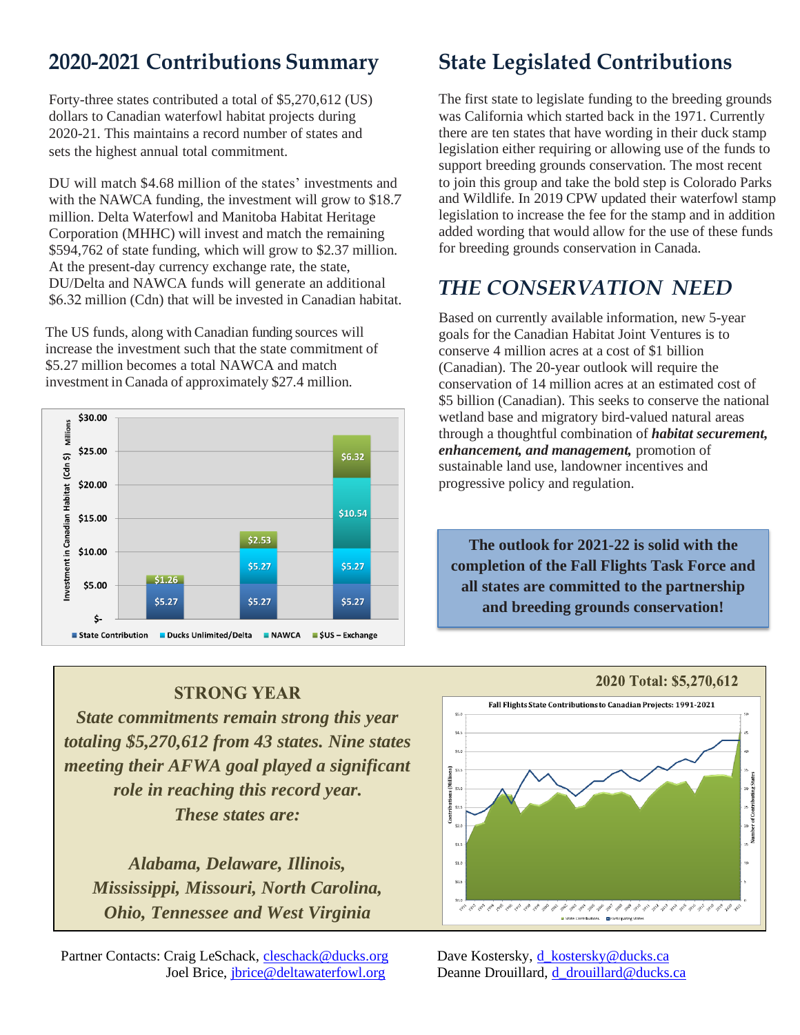## 2020-2021 Contributions Summary

Forty-three states contributed a total of $5,270,612 (US) dollars to Canadian waterfowl habitat projects during 2020-21. This maintains a record number of states and sets the highest annual total commitment.

DU will match $4.68 million of the states' investments and with the NAWCA funding, the investment will grow to $18.7 million. Delta Waterfowl and Manitoba Habitat Heritage Corporation (MHHC) will invest and match the remaining $594,762 of state funding, which will grow to $2.37 million. At the present-day currency exchange rate, the state, DU/Delta and NAWCA funds will generate an additional $6.32 million (Cdn) that will be invested in Canadian habitat.

The US funds, along with Canadian funding sources will increase the investment such that the state commitment of $5.27 million becomes a total NAWCA and match investment in Canada of approximately $27.4 million.

Investment in Canadian Habitat (Cdn $) Millions

$30.00
$25.00
$20.00
$15.00
$10.00
$5.00
$-

$5.27
$1.26
$5.27
$5.27
$2.53
$5.27
$5.27
$10.54
$6.32

State Contribution
Ducks Unlimited/Delta
NAWCA
$US – Exchange

## State Legislated Contributions

The first state to legislate funding to the breeding grounds was California which started back in the 1971. Currently there are ten states that have wording in their duck stamp legislation either requiring or allowing use of the funds to support breeding grounds conservation. The most recent to join this group and take the bold step is Colorado Parks and Wildlife. In 2019 CPW updated their waterfowl stamp legislation to increase the fee for the stamp and in addition added wording that would allow for the use of these funds for breeding grounds conservation in Canada.

## *THE CONSERVATION NEED*

Based on currently available information, new 5-year goals for the Canadian Habitat Joint Ventures is to conserve 4 million acres at a cost of $1 billion (Canadian). The 20-year outlook will require the conservation of 14 million acres at an estimated cost of $5 billion (Canadian). This seeks to conserve the national wetland base and migratory bird-valued natural areas through a thoughtful combination of ***habitat securement, enhancement, and management,*** promotion of sustainable land use, landowner incentives and progressive policy and regulation.

**The outlook for 2021-22 is solid with the completion of the Fall Flights Task Force and all states are committed to the partnership and breeding grounds conservation!**

### STRONG YEAR

***State commitments remain strong this year totaling $5,270,612 from 43 states. Nine states meeting their AFWA goal played a significant role in reaching this record year. These states are:***

***Alabama, Delaware, Illinois, Mississippi, Missouri, North Carolina, Ohio, Tennessee and West Virginia***

**2020 Total: $5,270,612**

Fall Flights State Contributions to Canadian Projects: 1991-2021

Contributions (Millions)
Number of Contributing States
State Contributions
Participating States

Partner Contacts: Craig LeSchack, cleschack@ducks.org
Joel Brice, jbrice@deltawaterfowl.org
Dave Kostersky, d_kostersky@ducks.ca
Deanne Drouillard, d_drouillard@ducks.ca